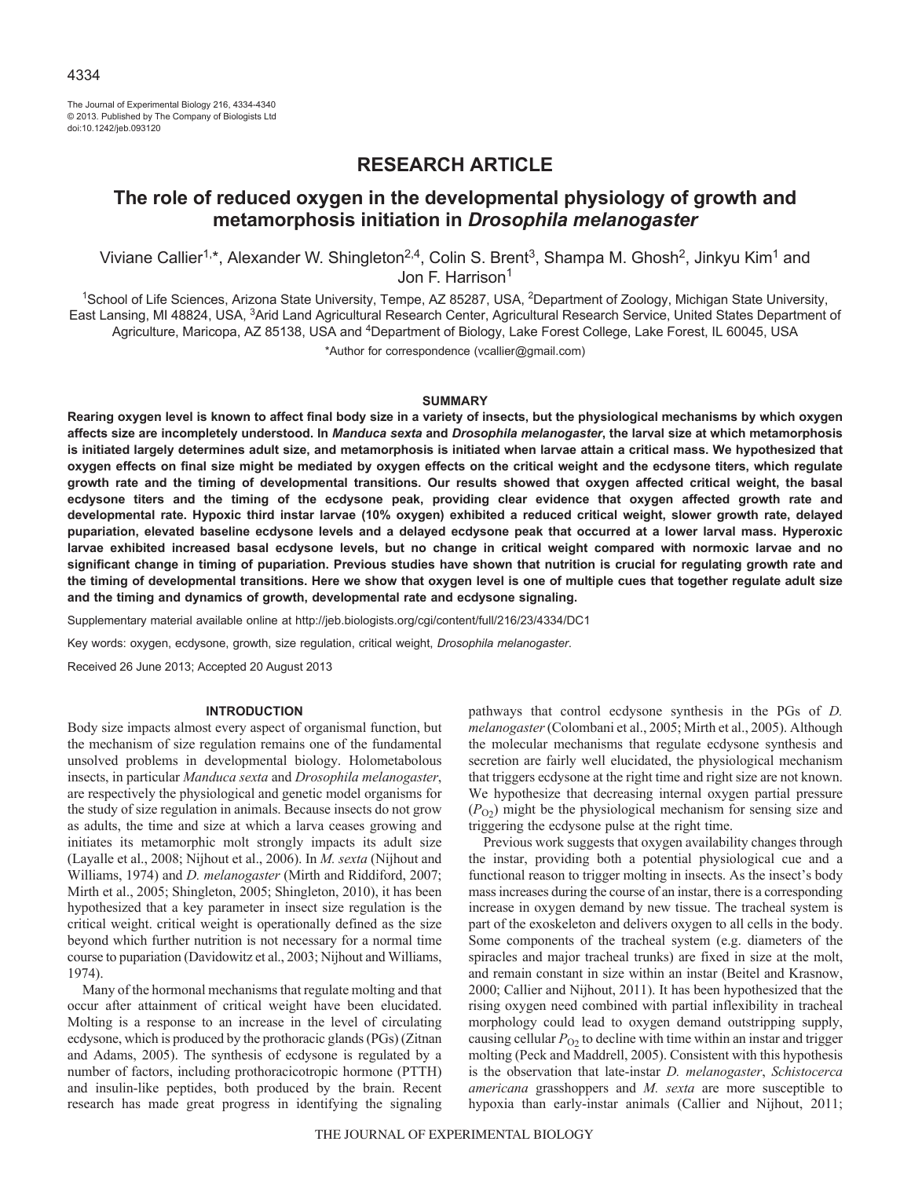# RESEARCH ARTICLE

## The role of reduced oxygen in the developmental physiology of growth and metamorphosis initiation in *Drosophila melanogaster*

Viviane Callier[1,*], Alexander W. Shingleton[2,4], Colin S. Brent[3], Shampa M. Ghosh[2], Jinkyu Kim[1] and Jon F. Harrison[1]

[1]School of Life Sciences, Arizona State University, Tempe, AZ 85287, USA, [2]Department of Zoology, Michigan State University, East Lansing, MI 48824, USA, [3]Arid Land Agricultural Research Center, Agricultural Research Service, United States Department of Agriculture, Maricopa, AZ 85138, USA and [4]Department of Biology, Lake Forest College, Lake Forest, IL 60045, USA

*Author for correspondence (vcallier@gmail.com)

### SUMMARY

**Rearing oxygen level is known to affect final body size in a variety of insects, but the physiological mechanisms by which oxygen affects size are incompletely understood. In *Manduca sexta* and *Drosophila melanogaster*, the larval size at which metamorphosis is initiated largely determines adult size, and metamorphosis is initiated when larvae attain a critical mass. We hypothesized that oxygen effects on final size might be mediated by oxygen effects on the critical weight and the ecdysone titers, which regulate growth rate and the timing of developmental transitions. Our results showed that oxygen affected critical weight, the basal ecdysone titers and the timing of the ecdysone peak, providing clear evidence that oxygen affected growth rate and developmental rate. Hypoxic third instar larvae (10% oxygen) exhibited a reduced critical weight, slower growth rate, delayed pupariation, elevated baseline ecdysone levels and a delayed ecdysone peak that occurred at a lower larval mass. Hyperoxic larvae exhibited increased basal ecdysone levels, but no change in critical weight compared with normoxic larvae and no significant change in timing of pupariation. Previous studies have shown that nutrition is crucial for regulating growth rate and the timing of developmental transitions. Here we show that oxygen level is one of multiple cues that together regulate adult size and the timing and dynamics of growth, developmental rate and ecdysone signaling.**

Supplementary material available online at http://jeb.biologists.org/cgi/content/full/216/23/4334/DC1

Key words: oxygen, ecdysone, growth, size regulation, critical weight, *Drosophila melanogaster*.

Received 26 June 2013; Accepted 20 August 2013

### INTRODUCTION

Body size impacts almost every aspect of organismal function, but the mechanism of size regulation remains one of the fundamental unsolved problems in developmental biology. Holometabolous insects, in particular *Manduca sexta* and *Drosophila melanogaster*, are respectively the physiological and genetic model organisms for the study of size regulation in animals. Because insects do not grow as adults, the time and size at which a larva ceases growing and initiates its metamorphic molt strongly impacts its adult size (Layalle et al., 2008; Nijhout et al., 2006). In *M. sexta* (Nijhout and Williams, 1974) and *D. melanogaster* (Mirth and Riddiford, 2007; Mirth et al., 2005; Shingleton, 2005; Shingleton, 2010), it has been hypothesized that a key parameter in insect size regulation is the critical weight. critical weight is operationally defined as the size beyond which further nutrition is not necessary for a normal time course to pupariation (Davidowitz et al., 2003; Nijhout and Williams, 1974).

Many of the hormonal mechanisms that regulate molting and that occur after attainment of critical weight have been elucidated. Molting is a response to an increase in the level of circulating ecdysone, which is produced by the prothoracic glands (PGs) (Zitnan and Adams, 2005). The synthesis of ecdysone is regulated by a number of factors, including prothoracicotropic hormone (PTTH) and insulin-like peptides, both produced by the brain. Recent research has made great progress in identifying the signaling pathways that control ecdysone synthesis in the PGs of *D. melanogaster* (Colombani et al., 2005; Mirth et al., 2005). Although the molecular mechanisms that regulate ecdysone synthesis and secretion are fairly well elucidated, the physiological mechanism that triggers ecdysone at the right time and right size are not known. We hypothesize that decreasing internal oxygen partial pressure ($P_{O_2}$) might be the physiological mechanism for sensing size and triggering the ecdysone pulse at the right time.

Previous work suggests that oxygen availability changes through the instar, providing both a potential physiological cue and a functional reason to trigger molting in insects. As the insect's body mass increases during the course of an instar, there is a corresponding increase in oxygen demand by new tissue. The tracheal system is part of the exoskeleton and delivers oxygen to all cells in the body. Some components of the tracheal system (e.g. diameters of the spiracles and major tracheal trunks) are fixed in size at the molt, and remain constant in size within an instar (Beitel and Krasnow, 2000; Callier and Nijhout, 2011). It has been hypothesized that the rising oxygen need combined with partial inflexibility in tracheal morphology could lead to oxygen demand outstripping supply, causing cellular $P_{O_2}$ to decline with time within an instar and trigger molting (Peck and Maddrell, 2005). Consistent with this hypothesis is the observation that late-instar *D. melanogaster*, *Schistocerca americana* grasshoppers and *M. sexta* are more susceptible to hypoxia than early-instar animals (Callier and Nijhout, 2011;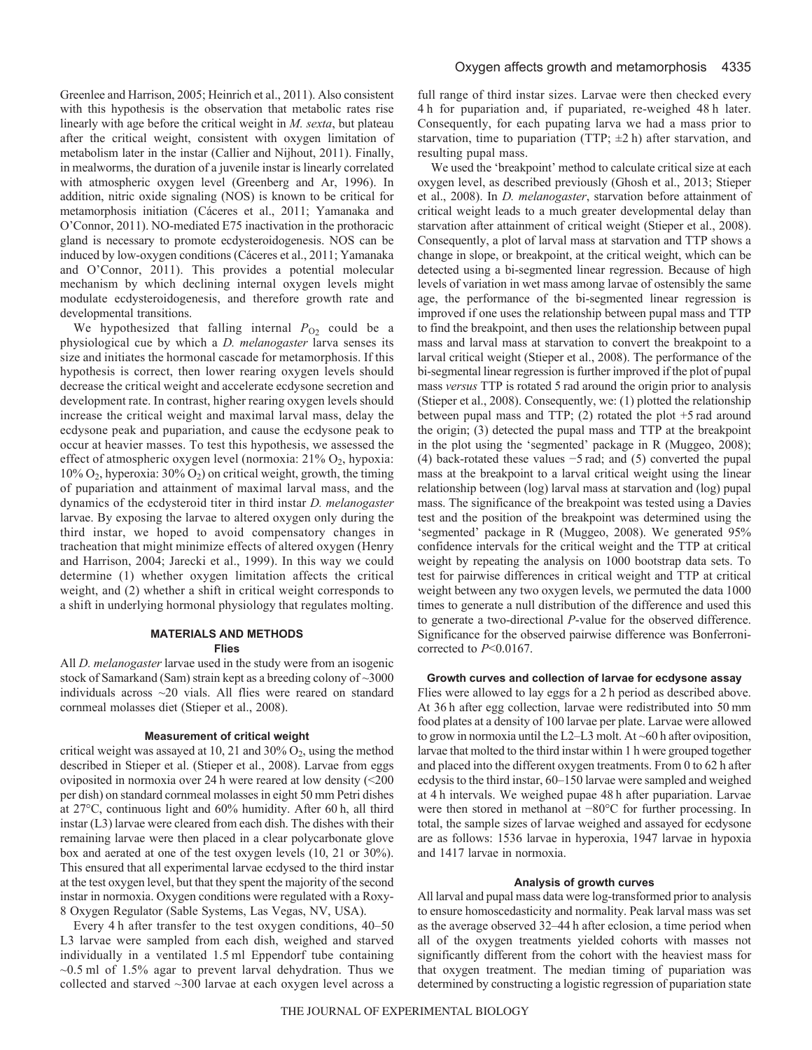Greenlee and Harrison, 2005; Heinrich et al., 2011). Also consistent with this hypothesis is the observation that metabolic rates rise linearly with age before the critical weight in *M. sexta*, but plateau after the critical weight, consistent with oxygen limitation of metabolism later in the instar (Callier and Nijhout, 2011). Finally, in mealworms, the duration of a juvenile instar is linearly correlated with atmospheric oxygen level (Greenberg and Ar, 1996). In addition, nitric oxide signaling (NOS) is known to be critical for metamorphosis initiation (Cáceres et al., 2011; Yamanaka and O'Connor, 2011). NO-mediated E75 inactivation in the prothoracic gland is necessary to promote ecdysteroidogenesis. NOS can be induced by low-oxygen conditions (Cáceres et al., 2011; Yamanaka and O'Connor, 2011). This provides a potential molecular mechanism by which declining internal oxygen levels might modulate ecdysteroidogenesis, and therefore growth rate and developmental transitions.

We hypothesized that falling internal $P_{O_2}$ could be a physiological cue by which a *D. melanogaster* larva senses its size and initiates the hormonal cascade for metamorphosis. If this hypothesis is correct, then lower rearing oxygen levels should decrease the critical weight and accelerate ecdysone secretion and development rate. In contrast, higher rearing oxygen levels should increase the critical weight and maximal larval mass, delay the ecdysone peak and pupariation, and cause the ecdysone peak to occur at heavier masses. To test this hypothesis, we assessed the effect of atmospheric oxygen level (normoxia: 21% $O_2$, hypoxia: 10% $O_2$, hyperoxia: 30% $O_2$) on critical weight, growth, the timing of pupariation and attainment of maximal larval mass, and the dynamics of the ecdysteroid titer in third instar *D. melanogaster* larvae. By exposing the larvae to altered oxygen only during the third instar, we hoped to avoid compensatory changes in tracheation that might minimize effects of altered oxygen (Henry and Harrison, 2004; Jarecki et al., 1999). In this way we could determine (1) whether oxygen limitation affects the critical weight, and (2) whether a shift in critical weight corresponds to a shift in underlying hormonal physiology that regulates molting.

## MATERIALS AND METHODS

### Flies

All *D. melanogaster* larvae used in the study were from an isogenic stock of Samarkand (Sam) strain kept as a breeding colony of ~3000 individuals across ~20 vials. All flies were reared on standard cornmeal molasses diet (Stieper et al., 2008).

### Measurement of critical weight

critical weight was assayed at 10, 21 and 30% $O_2$, using the method described in Stieper et al. (Stieper et al., 2008). Larvae from eggs oviposited in normoxia over 24 h were reared at low density (<200 per dish) on standard cornmeal molasses in eight 50 mm Petri dishes at 27°C, continuous light and 60% humidity. After 60 h, all third instar (L3) larvae were cleared from each dish. The dishes with their remaining larvae were then placed in a clear polycarbonate glove box and aerated at one of the test oxygen levels (10, 21 or 30%). This ensured that all experimental larvae ecdysed to the third instar at the test oxygen level, but that they spent the majority of the second instar in normoxia. Oxygen conditions were regulated with a Roxy-8 Oxygen Regulator (Sable Systems, Las Vegas, NV, USA).

Every 4 h after transfer to the test oxygen conditions, 40–50 L3 larvae were sampled from each dish, weighed and starved individually in a ventilated 1.5 ml Eppendorf tube containing ~0.5 ml of 1.5% agar to prevent larval dehydration. Thus we collected and starved ~300 larvae at each oxygen level across a full range of third instar sizes. Larvae were then checked every 4 h for pupariation and, if pupariated, re-weighed 48 h later. Consequently, for each pupating larva we had a mass prior to starvation, time to pupariation (TTP; ±2 h) after starvation, and resulting pupal mass.

We used the 'breakpoint' method to calculate critical size at each oxygen level, as described previously (Ghosh et al., 2013; Stieper et al., 2008). In *D. melanogaster*, starvation before attainment of critical weight leads to a much greater developmental delay than starvation after attainment of critical weight (Stieper et al., 2008). Consequently, a plot of larval mass at starvation and TTP shows a change in slope, or breakpoint, at the critical weight, which can be detected using a bi-segmented linear regression. Because of high levels of variation in wet mass among larvae of ostensibly the same age, the performance of the bi-segmented linear regression is improved if one uses the relationship between pupal mass and TTP to find the breakpoint, and then uses the relationship between pupal mass and larval mass at starvation to convert the breakpoint to a larval critical weight (Stieper et al., 2008). The performance of the bi-segmental linear regression is further improved if the plot of pupal mass *versus* TTP is rotated 5 rad around the origin prior to analysis (Stieper et al., 2008). Consequently, we: (1) plotted the relationship between pupal mass and TTP; (2) rotated the plot +5 rad around the origin; (3) detected the pupal mass and TTP at the breakpoint in the plot using the 'segmented' package in R (Muggeo, 2008); (4) back-rotated these values −5 rad; and (5) converted the pupal mass at the breakpoint to a larval critical weight using the linear relationship between (log) larval mass at starvation and (log) pupal mass. The significance of the breakpoint was tested using a Davies test and the position of the breakpoint was determined using the 'segmented' package in R (Muggeo, 2008). We generated 95% confidence intervals for the critical weight and the TTP at critical weight by repeating the analysis on 1000 bootstrap data sets. To test for pairwise differences in critical weight and TTP at critical weight between any two oxygen levels, we permuted the data 1000 times to generate a null distribution of the difference and used this to generate a two-directional *P*-value for the observed difference. Significance for the observed pairwise difference was Bonferroni-corrected to $P<0.0167$.

### Growth curves and collection of larvae for ecdysone assay

Flies were allowed to lay eggs for a 2 h period as described above. At 36 h after egg collection, larvae were redistributed into 50 mm food plates at a density of 100 larvae per plate. Larvae were allowed to grow in normoxia until the L2–L3 molt. At ~60 h after oviposition, larvae that molted to the third instar within 1 h were grouped together and placed into the different oxygen treatments. From 0 to 62 h after ecdysis to the third instar, 60–150 larvae were sampled and weighed at 4 h intervals. We weighed pupae 48 h after pupariation. Larvae were then stored in methanol at −80°C for further processing. In total, the sample sizes of larvae weighed and assayed for ecdysone are as follows: 1536 larvae in hyperoxia, 1947 larvae in hypoxia and 1417 larvae in normoxia.

### Analysis of growth curves

All larval and pupal mass data were log-transformed prior to analysis to ensure homoscedasticity and normality. Peak larval mass was set as the average observed 32–44 h after eclosion, a time period when all of the oxygen treatments yielded cohorts with masses not significantly different from the cohort with the heaviest mass for that oxygen treatment. The median timing of pupariation was determined by constructing a logistic regression of pupariation state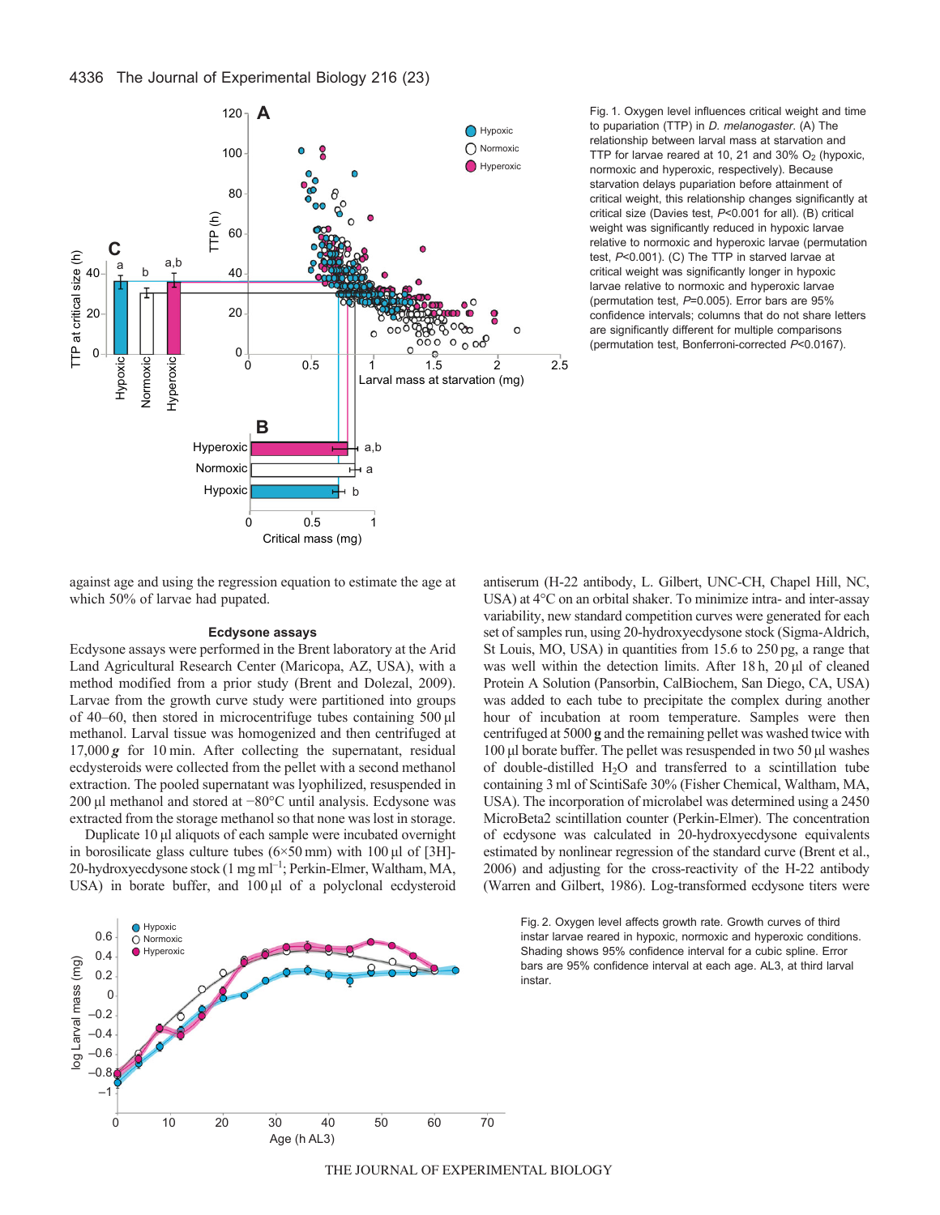Fig. 1. Oxygen level influences critical weight and time to pupariation (TTP) in *D. melanogaster*. (A) The relationship between larval mass at starvation and TTP for larvae reared at 10, 21 and 30% $O_2$ (hypoxic, normoxic and hyperoxic, respectively). Because starvation delays pupariation before attainment of critical weight, this relationship changes significantly at critical size (Davies test, $P$<0.001 for all). (B) critical weight was significantly reduced in hypoxic larvae relative to normoxic and hyperoxic larvae (permutation test, $P$<0.001). (C) The TTP in starved larvae at critical weight was significantly longer in hypoxic larvae relative to normoxic and hyperoxic larvae (permutation test, $P$=0.005). Error bars are 95% confidence intervals; columns that do not share letters are significantly different for multiple comparisons (permutation test, Bonferroni-corrected $P$<0.0167).

against age and using the regression equation to estimate the age at which 50% of larvae had pupated.

### Ecdysone assays

Ecdysone assays were performed in the Brent laboratory at the Arid Land Agricultural Research Center (Maricopa, AZ, USA), with a method modified from a prior study (Brent and Dolezal, 2009). Larvae from the growth curve study were partitioned into groups of 40–60, then stored in microcentrifuge tubes containing 500 µl methanol. Larval tissue was homogenized and then centrifuged at 17,000 ***g*** for 10 min. After collecting the supernatant, residual ecdysteroids were collected from the pellet with a second methanol extraction. The pooled supernatant was lyophilized, resuspended in 200 µl methanol and stored at −80°C until analysis. Ecdysone was extracted from the storage methanol so that none was lost in storage.

Duplicate 10 µl aliquots of each sample were incubated overnight in borosilicate glass culture tubes (6×50 mm) with 100 µl of [3H]-20-hydroxyecdysone stock (1 mg $ml^{-1}$; Perkin-Elmer, Waltham, MA, USA) in borate buffer, and 100 µl of a polyclonal ecdysteroid antiserum (H-22 antibody, L. Gilbert, UNC-CH, Chapel Hill, NC, USA) at 4°C on an orbital shaker. To minimize intra- and inter-assay variability, new standard competition curves were generated for each set of samples run, using 20-hydroxyecdysone stock (Sigma-Aldrich, St Louis, MO, USA) in quantities from 15.6 to 250 pg, a range that was well within the detection limits. After 18 h, 20 µl of cleaned Protein A Solution (Pansorbin, CalBiochem, San Diego, CA, USA) was added to each tube to precipitate the complex during another hour of incubation at room temperature. Samples were then centrifuged at 5000 **g** and the remaining pellet was washed twice with 100 µl borate buffer. The pellet was resuspended in two 50 µl washes of double-distilled $H_2O$ and transferred to a scintillation tube containing 3 ml of ScintiSafe 30% (Fisher Chemical, Waltham, MA, USA). The incorporation of microlabel was determined using a 2450 MicroBeta2 scintillation counter (Perkin-Elmer). The concentration of ecdysone was calculated in 20-hydroxyecdysone equivalents estimated by nonlinear regression of the standard curve (Brent et al., 2006) and adjusting for the cross-reactivity of the H-22 antibody (Warren and Gilbert, 1986). Log-transformed ecdysone titers were

Fig. 2. Oxygen level affects growth rate. Growth curves of third instar larvae reared in hypoxic, normoxic and hyperoxic conditions. Shading shows 95% confidence interval for a cubic spline. Error bars are 95% confidence interval at each age. AL3, at third larval instar.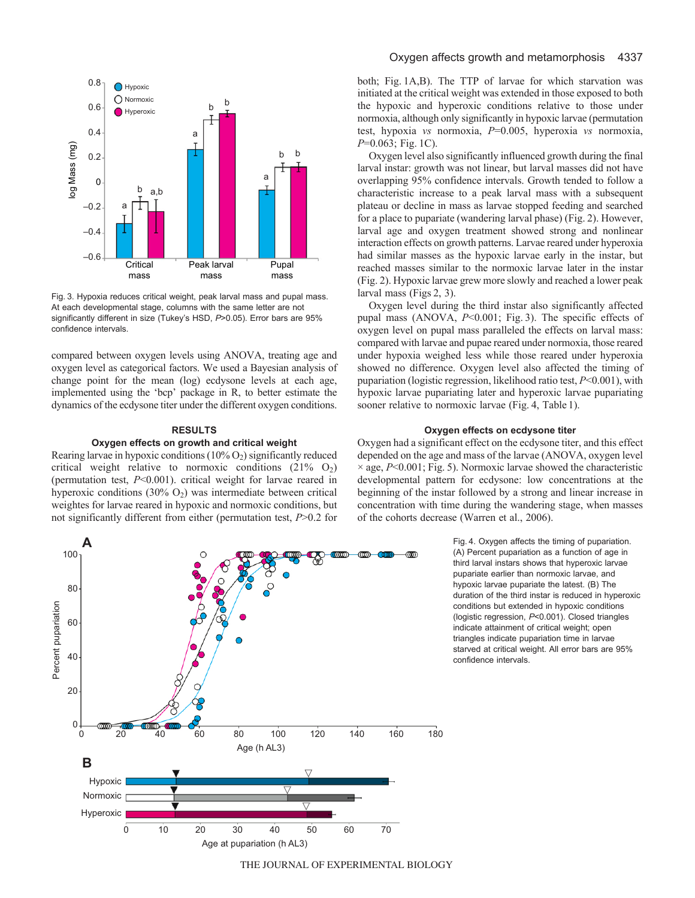Fig. 3. Hypoxia reduces critical weight, peak larval mass and pupal mass. At each developmental stage, columns with the same letter are not significantly different in size (Tukey's HSD, $P>0.05$). Error bars are 95% confidence intervals.

compared between oxygen levels using ANOVA, treating age and oxygen level as categorical factors. We used a Bayesian analysis of change point for the mean (log) ecdysone levels at each age, implemented using the 'bcp' package in R, to better estimate the dynamics of the ecdysone titer under the different oxygen conditions.

## RESULTS

### Oxygen effects on growth and critical weight

Rearing larvae in hypoxic conditions (10% $O_2$) significantly reduced critical weight relative to normoxic conditions (21% $O_2$) (permutation test, $P<0.001$). critical weight for larvae reared in hyperoxic conditions (30% $O_2$) was intermediate between critical weightes for larvae reared in hypoxic and normoxic conditions, but not significantly different from either (permutation test, $P>0.2$ for both; Fig. 1A,B). The TTP of larvae for which starvation was initiated at the critical weight was extended in those exposed to both the hypoxic and hyperoxic conditions relative to those under normoxia, although only significantly in hypoxic larvae (permutation test, hypoxia *vs* normoxia, $P=0.005$, hyperoxia *vs* normoxia, $P=0.063$; Fig. 1C).

Oxygen level also significantly influenced growth during the final larval instar: growth was not linear, but larval masses did not have overlapping 95% confidence intervals. Growth tended to follow a characteristic increase to a peak larval mass with a subsequent plateau or decline in mass as larvae stopped feeding and searched for a place to pupariate (wandering larval phase) (Fig. 2). However, larval age and oxygen treatment showed strong and nonlinear interaction effects on growth patterns. Larvae reared under hyperoxia had similar masses as the hypoxic larvae early in the instar, but reached masses similar to the normoxic larvae later in the instar (Fig. 2). Hypoxic larvae grew more slowly and reached a lower peak larval mass (Figs 2, 3).

Oxygen level during the third instar also significantly affected pupal mass (ANOVA, $P<0.001$; Fig. 3). The specific effects of oxygen level on pupal mass paralleled the effects on larval mass: compared with larvae and pupae reared under normoxia, those reared under hypoxia weighed less while those reared under hyperoxia showed no difference. Oxygen level also affected the timing of pupariation (logistic regression, likelihood ratio test, $P<0.001$), with hypoxic larvae pupariating later and hyperoxic larvae pupariating sooner relative to normoxic larvae (Fig. 4, Table 1).

### Oxygen effects on ecdysone titer

Oxygen had a significant effect on the ecdysone titer, and this effect depended on the age and mass of the larvae (ANOVA, oxygen level × age, $P<0.001$; Fig. 5). Normoxic larvae showed the characteristic developmental pattern for ecdysone: low concentrations at the beginning of the instar followed by a strong and linear increase in concentration with time during the wandering stage, when masses of the cohorts decrease (Warren et al., 2006).

Fig. 4. Oxygen affects the timing of pupariation. (A) Percent pupariation as a function of age in third larval instars shows that hyperoxic larvae pupariate earlier than normoxic larvae, and hypoxic larvae pupariate the latest. (B) The duration of the third instar is reduced in hyperoxic conditions but extended in hypoxic conditions (logistic regression, $P<0.001$). Closed triangles indicate attainment of critical weight; open triangles indicate pupariation time in larvae starved at critical weight. All error bars are 95% confidence intervals.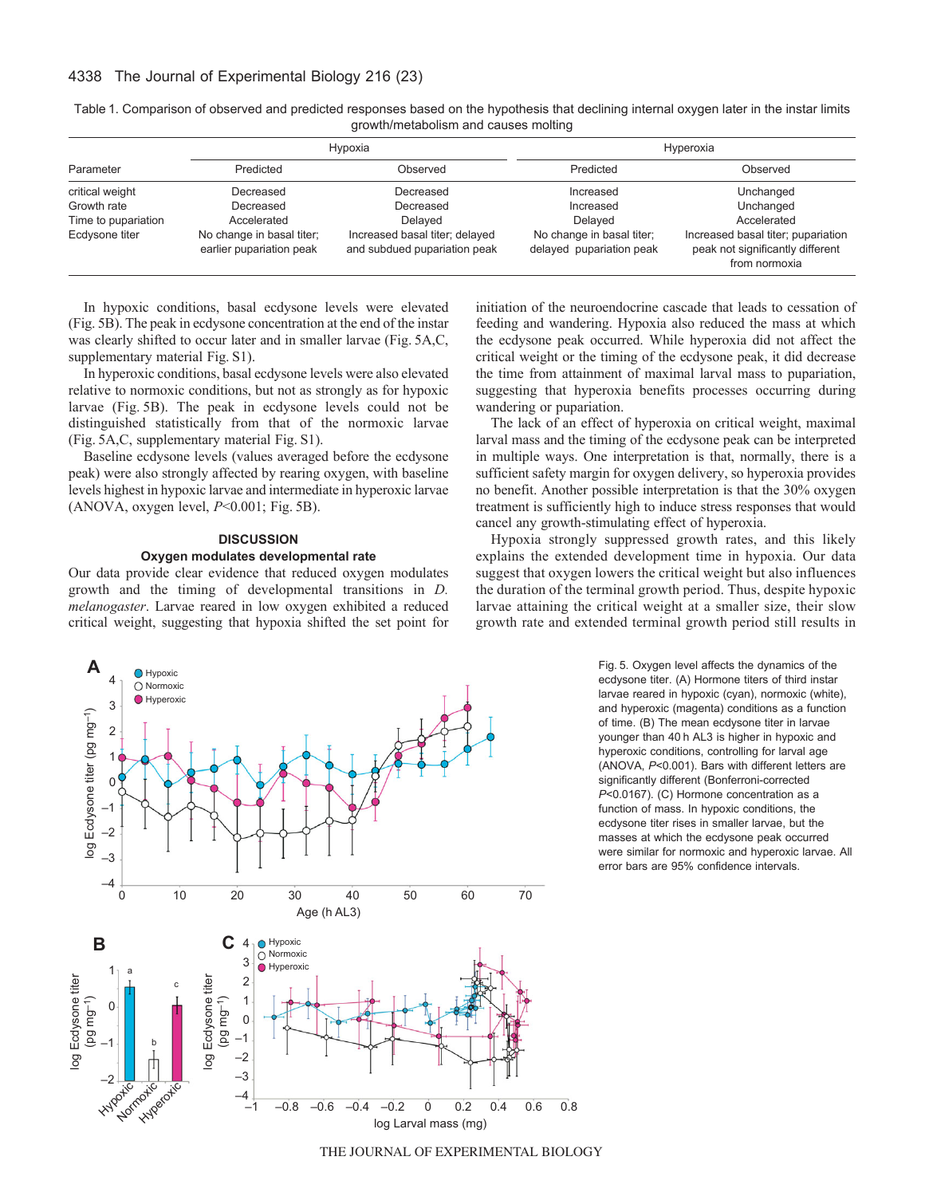Table 1. Comparison of observed and predicted responses based on the hypothesis that declining internal oxygen later in the instar limits growth/metabolism and causes molting

| Parameter | Hypoxia | | Hyperoxia | |
|---|---|---|---|---|
| | Predicted | Observed | Predicted | Observed |
| critical weight | Decreased | Decreased | Increased | Unchanged |
| Growth rate | Decreased | Decreased | Increased | Unchanged |
| Time to pupariation | Accelerated | Delayed | Delayed | Accelerated |
| Ecdysone titer | No change in basal titer; earlier pupariation peak | Increased basal titer; delayed and subdued pupariation peak | No change in basal titer; delayed pupariation peak | Increased basal titer; pupariation peak not significantly different from normoxia |

In hypoxic conditions, basal ecdysone levels were elevated (Fig. 5B). The peak in ecdysone concentration at the end of the instar was clearly shifted to occur later and in smaller larvae (Fig. 5A,C, supplementary material Fig. S1).

In hyperoxic conditions, basal ecdysone levels were also elevated relative to normoxic conditions, but not as strongly as for hypoxic larvae (Fig. 5B). The peak in ecdysone levels could not be distinguished statistically from that of the normoxic larvae (Fig. 5A,C, supplementary material Fig. S1).

Baseline ecdysone levels (values averaged before the ecdysone peak) were also strongly affected by rearing oxygen, with baseline levels highest in hypoxic larvae and intermediate in hyperoxic larvae (ANOVA, oxygen level, $P<0.001$; Fig. 5B).

## DISCUSSION

### Oxygen modulates developmental rate

Our data provide clear evidence that reduced oxygen modulates growth and the timing of developmental transitions in *D. melanogaster*. Larvae reared in low oxygen exhibited a reduced critical weight, suggesting that hypoxia shifted the set point for initiation of the neuroendocrine cascade that leads to cessation of feeding and wandering. Hypoxia also reduced the mass at which the ecdysone peak occurred. While hyperoxia did not affect the critical weight or the timing of the ecdysone peak, it did decrease the time from attainment of maximal larval mass to pupariation, suggesting that hyperoxia benefits processes occurring during wandering or pupariation.

The lack of an effect of hyperoxia on critical weight, maximal larval mass and the timing of the ecdysone peak can be interpreted in multiple ways. One interpretation is that, normally, there is a sufficient safety margin for oxygen delivery, so hyperoxia provides no benefit. Another possible interpretation is that the 30% oxygen treatment is sufficiently high to induce stress responses that would cancel any growth-stimulating effect of hyperoxia.

Hypoxia strongly suppressed growth rates, and this likely explains the extended development time in hypoxia. Our data suggest that oxygen lowers the critical weight but also influences the duration of the terminal growth period. Thus, despite hypoxic larvae attaining the critical weight at a smaller size, their slow growth rate and extended terminal growth period still results in

Fig. 5. Oxygen level affects the dynamics of the ecdysone titer. (A) Hormone titers of third instar larvae reared in hypoxic (cyan), normoxic (white), and hyperoxic (magenta) conditions as a function of time. (B) The mean ecdysone titer in larvae younger than 40 h AL3 is higher in hypoxic and hyperoxic conditions, controlling for larval age (ANOVA, $P<0.001$). Bars with different letters are significantly different (Bonferroni-corrected $P<0.0167$). (C) Hormone concentration as a function of mass. In hypoxic conditions, the ecdysone titer rises in smaller larvae, but the masses at which the ecdysone peak occurred were similar for normoxic and hyperoxic larvae. All error bars are 95% confidence intervals.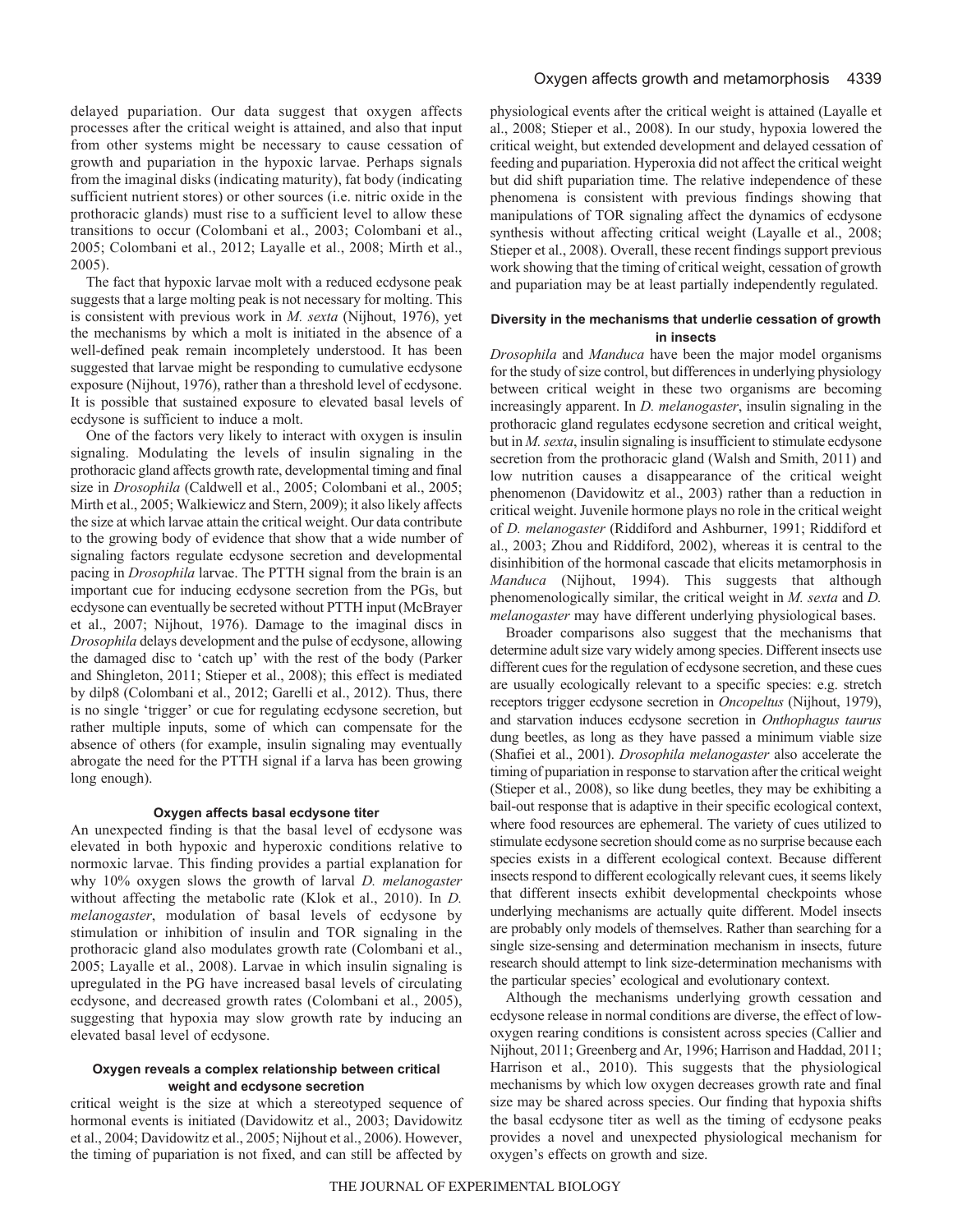delayed pupariation. Our data suggest that oxygen affects processes after the critical weight is attained, and also that input from other systems might be necessary to cause cessation of growth and pupariation in the hypoxic larvae. Perhaps signals from the imaginal disks (indicating maturity), fat body (indicating sufficient nutrient stores) or other sources (i.e. nitric oxide in the prothoracic glands) must rise to a sufficient level to allow these transitions to occur (Colombani et al., 2003; Colombani et al., 2005; Colombani et al., 2012; Layalle et al., 2008; Mirth et al., 2005).

The fact that hypoxic larvae molt with a reduced ecdysone peak suggests that a large molting peak is not necessary for molting. This is consistent with previous work in *M. sexta* (Nijhout, 1976), yet the mechanisms by which a molt is initiated in the absence of a well-defined peak remain incompletely understood. It has been suggested that larvae might be responding to cumulative ecdysone exposure (Nijhout, 1976), rather than a threshold level of ecdysone. It is possible that sustained exposure to elevated basal levels of ecdysone is sufficient to induce a molt.

One of the factors very likely to interact with oxygen is insulin signaling. Modulating the levels of insulin signaling in the prothoracic gland affects growth rate, developmental timing and final size in *Drosophila* (Caldwell et al., 2005; Colombani et al., 2005; Mirth et al., 2005; Walkiewicz and Stern, 2009); it also likely affects the size at which larvae attain the critical weight. Our data contribute to the growing body of evidence that show that a wide number of signaling factors regulate ecdysone secretion and developmental pacing in *Drosophila* larvae. The PTTH signal from the brain is an important cue for inducing ecdysone secretion from the PGs, but ecdysone can eventually be secreted without PTTH input (McBrayer et al., 2007; Nijhout, 1976). Damage to the imaginal discs in *Drosophila* delays development and the pulse of ecdysone, allowing the damaged disc to 'catch up' with the rest of the body (Parker and Shingleton, 2011; Stieper et al., 2008); this effect is mediated by dilp8 (Colombani et al., 2012; Garelli et al., 2012). Thus, there is no single 'trigger' or cue for regulating ecdysone secretion, but rather multiple inputs, some of which can compensate for the absence of others (for example, insulin signaling may eventually abrogate the need for the PTTH signal if a larva has been growing long enough).

#### Oxygen affects basal ecdysone titer

An unexpected finding is that the basal level of ecdysone was elevated in both hypoxic and hyperoxic conditions relative to normoxic larvae. This finding provides a partial explanation for why 10% oxygen slows the growth of larval *D. melanogaster* without affecting the metabolic rate (Klok et al., 2010). In *D. melanogaster*, modulation of basal levels of ecdysone by stimulation or inhibition of insulin and TOR signaling in the prothoracic gland also modulates growth rate (Colombani et al., 2005; Layalle et al., 2008). Larvae in which insulin signaling is upregulated in the PG have increased basal levels of circulating ecdysone, and decreased growth rates (Colombani et al., 2005), suggesting that hypoxia may slow growth rate by inducing an elevated basal level of ecdysone.

#### Oxygen reveals a complex relationship between critical weight and ecdysone secretion

critical weight is the size at which a stereotyped sequence of hormonal events is initiated (Davidowitz et al., 2003; Davidowitz et al., 2004; Davidowitz et al., 2005; Nijhout et al., 2006). However, the timing of pupariation is not fixed, and can still be affected by physiological events after the critical weight is attained (Layalle et al., 2008; Stieper et al., 2008). In our study, hypoxia lowered the critical weight, but extended development and delayed cessation of feeding and pupariation. Hyperoxia did not affect the critical weight but did shift pupariation time. The relative independence of these phenomena is consistent with previous findings showing that manipulations of TOR signaling affect the dynamics of ecdysone synthesis without affecting critical weight (Layalle et al., 2008; Stieper et al., 2008). Overall, these recent findings support previous work showing that the timing of critical weight, cessation of growth and pupariation may be at least partially independently regulated.

#### Diversity in the mechanisms that underlie cessation of growth in insects

*Drosophila* and *Manduca* have been the major model organisms for the study of size control, but differences in underlying physiology between critical weight in these two organisms are becoming increasingly apparent. In *D. melanogaster*, insulin signaling in the prothoracic gland regulates ecdysone secretion and critical weight, but in *M. sexta*, insulin signaling is insufficient to stimulate ecdysone secretion from the prothoracic gland (Walsh and Smith, 2011) and low nutrition causes a disappearance of the critical weight phenomenon (Davidowitz et al., 2003) rather than a reduction in critical weight. Juvenile hormone plays no role in the critical weight of *D. melanogaster* (Riddiford and Ashburner, 1991; Riddiford et al., 2003; Zhou and Riddiford, 2002), whereas it is central to the disinhibition of the hormonal cascade that elicits metamorphosis in *Manduca* (Nijhout, 1994). This suggests that although phenomenologically similar, the critical weight in *M. sexta* and *D. melanogaster* may have different underlying physiological bases.

Broader comparisons also suggest that the mechanisms that determine adult size vary widely among species. Different insects use different cues for the regulation of ecdysone secretion, and these cues are usually ecologically relevant to a specific species: e.g. stretch receptors trigger ecdysone secretion in *Oncopeltus* (Nijhout, 1979), and starvation induces ecdysone secretion in *Onthophagus taurus* dung beetles, as long as they have passed a minimum viable size (Shafiei et al., 2001). *Drosophila melanogaster* also accelerate the timing of pupariation in response to starvation after the critical weight (Stieper et al., 2008), so like dung beetles, they may be exhibiting a bail-out response that is adaptive in their specific ecological context, where food resources are ephemeral. The variety of cues utilized to stimulate ecdysone secretion should come as no surprise because each species exists in a different ecological context. Because different insects respond to different ecologically relevant cues, it seems likely that different insects exhibit developmental checkpoints whose underlying mechanisms are actually quite different. Model insects are probably only models of themselves. Rather than searching for a single size-sensing and determination mechanism in insects, future research should attempt to link size-determination mechanisms with the particular species' ecological and evolutionary context.

Although the mechanisms underlying growth cessation and ecdysone release in normal conditions are diverse, the effect of low-oxygen rearing conditions is consistent across species (Callier and Nijhout, 2011; Greenberg and Ar, 1996; Harrison and Haddad, 2011; Harrison et al., 2010). This suggests that the physiological mechanisms by which low oxygen decreases growth rate and final size may be shared across species. Our finding that hypoxia shifts the basal ecdysone titer as well as the timing of ecdysone peaks provides a novel and unexpected physiological mechanism for oxygen's effects on growth and size.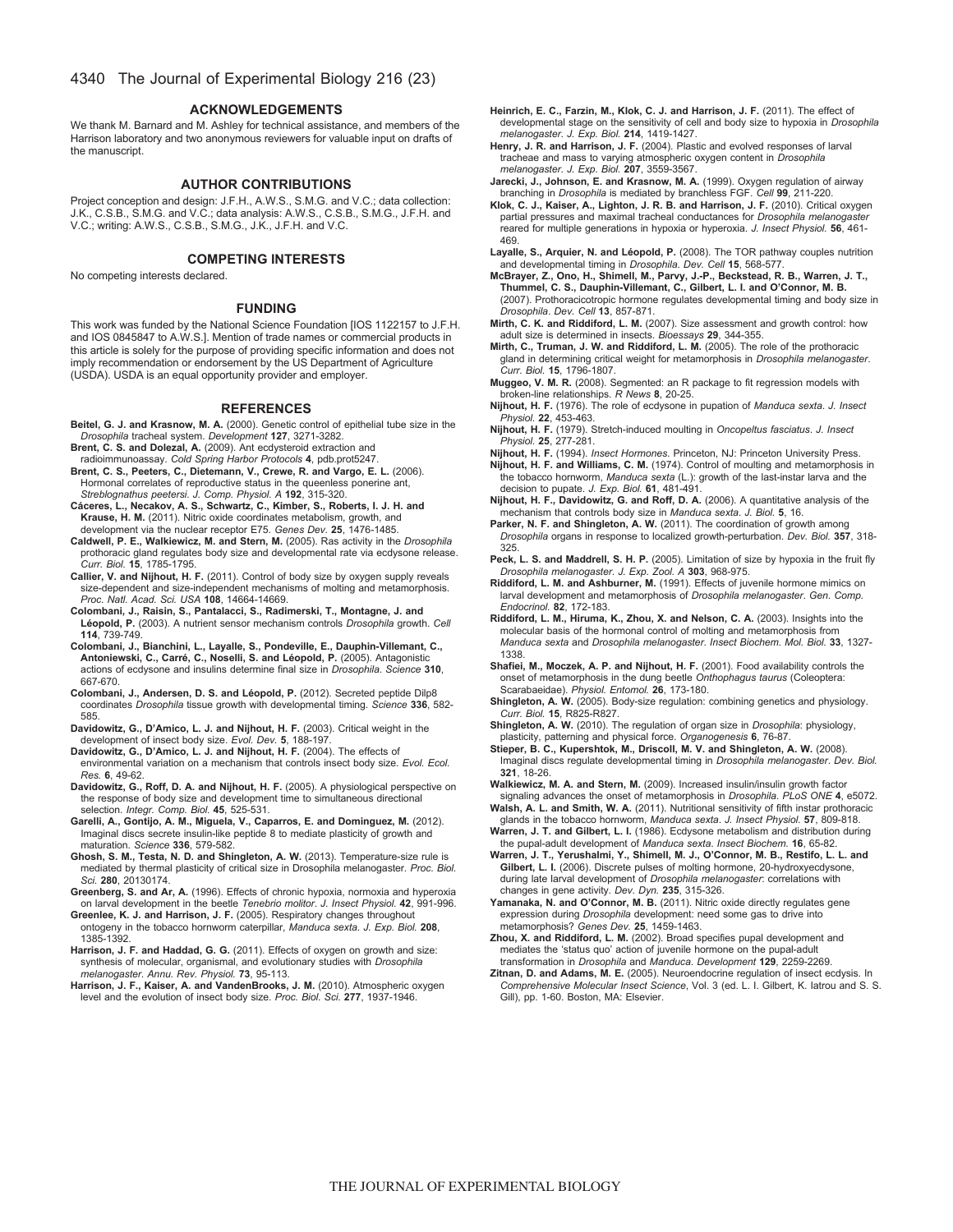## ACKNOWLEDGEMENTS

We thank M. Barnard and M. Ashley for technical assistance, and members of the Harrison laboratory and two anonymous reviewers for valuable input on drafts of the manuscript.

## AUTHOR CONTRIBUTIONS

Project conception and design: J.F.H., A.W.S., S.M.G. and V.C.; data collection: J.K., C.S.B., S.M.G. and V.C.; data analysis: A.W.S., C.S.B., S.M.G., J.F.H. and V.C.; writing: A.W.S., C.S.B., S.M.G., J.K., J.F.H. and V.C.

## COMPETING INTERESTS

No competing interests declared.

## FUNDING

This work was funded by the National Science Foundation [IOS 1122157 to J.F.H. and IOS 0845847 to A.W.S.]. Mention of trade names or commercial products in this article is solely for the purpose of providing specific information and does not imply recommendation or endorsement by the US Department of Agriculture (USDA). USDA is an equal opportunity provider and employer.

## REFERENCES

**Beitel, G. J. and Krasnow, M. A.** (2000). Genetic control of epithelial tube size in the *Drosophila* tracheal system. *Development* **127**, 3271-3282.

**Brent, C. S. and Dolezal, A.** (2009). Ant ecdysteroid extraction and radioimmunoassay. *Cold Spring Harbor Protocols* **4**, pdb.prot5247.

**Brent, C. S., Peeters, C., Dietemann, V., Crewe, R. and Vargo, E. L.** (2006). Hormonal correlates of reproductive status in the queenless ponerine ant, *Streblognathus peetersi*. *J. Comp. Physiol. A* **192**, 315-320.

**Cáceres, L., Necakov, A. S., Schwartz, C., Kimber, S., Roberts, I. J. H. and Krause, H. M.** (2011). Nitric oxide coordinates metabolism, growth, and development via the nuclear receptor E75. *Genes Dev.* **25**, 1476-1485.

**Caldwell, P. E., Walkiewicz, M. and Stern, M.** (2005). Ras activity in the *Drosophila* prothoracic gland regulates body size and developmental rate via ecdysone release. *Curr. Biol.* **15**, 1785-1795.

**Callier, V. and Nijhout, H. F.** (2011). Control of body size by oxygen supply reveals size-dependent and size-independent mechanisms of molting and metamorphosis. *Proc. Natl. Acad. Sci. USA* **108**, 14664-14669.

**Colombani, J., Raisin, S., Pantalacci, S., Radimerski, T., Montagne, J. and Léopold, P.** (2003). A nutrient sensor mechanism controls *Drosophila* growth. *Cell* **114**, 739-749.

**Colombani, J., Bianchini, L., Layalle, S., Pondeville, E., Dauphin-Villemant, C., Antoniewski, C., Carré, C., Noselli, S. and Léopold, P.** (2005). Antagonistic actions of ecdysone and insulins determine final size in *Drosophila*. *Science* **310**, 667-670.

**Colombani, J., Andersen, D. S. and Léopold, P.** (2012). Secreted peptide Dilp8 coordinates *Drosophila* tissue growth with developmental timing. *Science* **336**, 582-585.

**Davidowitz, G., D'Amico, L. J. and Nijhout, H. F.** (2003). Critical weight in the development of insect body size. *Evol. Dev.* **5**, 188-197.

**Davidowitz, G., D'Amico, L. J. and Nijhout, H. F.** (2004). The effects of environmental variation on a mechanism that controls insect body size. *Evol. Ecol. Res.* **6**, 49-62.

**Davidowitz, G., Roff, D. A. and Nijhout, H. F.** (2005). A physiological perspective on the response of body size and development time to simultaneous directional selection. *Integr. Comp. Biol.* **45**, 525-531.

**Garelli, A., Gontijo, A. M., Miguela, V., Caparros, E. and Dominguez, M.** (2012). Imaginal discs secrete insulin-like peptide 8 to mediate plasticity of growth and maturation. *Science* **336**, 579-582.

**Ghosh, S. M., Testa, N. D. and Shingleton, A. W.** (2013). Temperature-size rule is mediated by thermal plasticity of critical size in Drosophila melanogaster. *Proc. Biol. Sci.* **280**, 20130174.

**Greenberg, S. and Ar, A.** (1996). Effects of chronic hypoxia, normoxia and hyperoxia on larval development in the beetle *Tenebrio molitor*. *J. Insect Physiol.* **42**, 991-996.

**Greenlee, K. J. and Harrison, J. F.** (2005). Respiratory changes throughout ontogeny in the tobacco hornworm caterpillar, *Manduca sexta*. *J. Exp. Biol.* **208**, 1385-1392.

**Harrison, J. F. and Haddad, G. G.** (2011). Effects of oxygen on growth and size: synthesis of molecular, organismal, and evolutionary studies with *Drosophila melanogaster*. *Annu. Rev. Physiol.* **73**, 95-113.

**Harrison, J. F., Kaiser, A. and VandenBrooks, J. M.** (2010). Atmospheric oxygen level and the evolution of insect body size. *Proc. Biol. Sci.* **277**, 1937-1946.

**Heinrich, E. C., Farzin, M., Klok, C. J. and Harrison, J. F.** (2011). The effect of developmental stage on the sensitivity of cell and body size to hypoxia in *Drosophila melanogaster*. *J. Exp. Biol.* **214**, 1419-1427.

**Henry, J. R. and Harrison, J. F.** (2004). Plastic and evolved responses of larval tracheae and mass to varying atmospheric oxygen content in *Drosophila melanogaster*. *J. Exp. Biol.* **207**, 3559-3567.

**Jarecki, J., Johnson, E. and Krasnow, M. A.** (1999). Oxygen regulation of airway branching in *Drosophila* is mediated by branchless FGF. *Cell* **99**, 211-220.

**Klok, C. J., Kaiser, A., Lighton, J. R. B. and Harrison, J. F.** (2010). Critical oxygen partial pressures and maximal tracheal conductances for *Drosophila melanogaster* reared for multiple generations in hypoxia or hyperoxia. *J. Insect Physiol.* **56**, 461-469.

**Layalle, S., Arquier, N. and Léopold, P.** (2008). The TOR pathway couples nutrition and developmental timing in *Drosophila*. *Dev. Cell* **15**, 568-577.

**McBrayer, Z., Ono, H., Shimell, M., Parvy, J.-P., Beckstead, R. B., Warren, J. T., Thummel, C. S., Dauphin-Villemant, C., Gilbert, L. I. and O'Connor, M. B.** (2007). Prothoracicotropic hormone regulates developmental timing and body size in *Drosophila*. *Dev. Cell* **13**, 857-871.

**Mirth, C. K. and Riddiford, L. M.** (2007). Size assessment and growth control: how adult size is determined in insects. *Bioessays* **29**, 344-355.

**Mirth, C., Truman, J. W. and Riddiford, L. M.** (2005). The role of the prothoracic gland in determining critical weight for metamorphosis in *Drosophila melanogaster*. *Curr. Biol.* **15**, 1796-1807.

**Muggeo, V. M. R.** (2008). Segmented: an R package to fit regression models with broken-line relationships. *R News* **8**, 20-25.

**Nijhout, H. F.** (1976). The role of ecdysone in pupation of *Manduca sexta*. *J. Insect Physiol.* **22**, 453-463.

**Nijhout, H. F.** (1979). Stretch-induced moulting in *Oncopeltus fasciatus*. *J. Insect Physiol.* **25**, 277-281.

**Nijhout, H. F.** (1994). *Insect Hormones*. Princeton, NJ: Princeton University Press.

**Nijhout, H. F. and Williams, C. M.** (1974). Control of moulting and metamorphosis in the tobacco hornworm, *Manduca sexta* (L.): growth of the last-instar larva and the decision to pupate. *J. Exp. Biol.* **61**, 481-491.

**Nijhout, H. F., Davidowitz, G. and Roff, D. A.** (2006). A quantitative analysis of the mechanism that controls body size in *Manduca sexta*. *J. Biol.* **5**, 16.

**Parker, N. F. and Shingleton, A. W.** (2011). The coordination of growth among *Drosophila* organs in response to localized growth-perturbation. *Dev. Biol.* **357**, 318-325.

**Peck, L. S. and Maddrell, S. H. P.** (2005). Limitation of size by hypoxia in the fruit fly *Drosophila melanogaster*. *J. Exp. Zool. A* **303**, 968-975.

**Riddiford, L. M. and Ashburner, M.** (1991). Effects of juvenile hormone mimics on larval development and metamorphosis of *Drosophila melanogaster*. *Gen. Comp. Endocrinol.* **82**, 172-183.

**Riddiford, L. M., Hiruma, K., Zhou, X. and Nelson, C. A.** (2003). Insights into the molecular basis of the hormonal control of molting and metamorphosis from *Manduca sexta* and *Drosophila melanogaster*. *Insect Biochem. Mol. Biol.* **33**, 1327-1338.

**Shafiei, M., Moczek, A. P. and Nijhout, H. F.** (2001). Food availability controls the onset of metamorphosis in the dung beetle *Onthophagus taurus* (Coleoptera: Scarabaeidae). *Physiol. Entomol.* **26**, 173-180.

**Shingleton, A. W.** (2005). Body-size regulation: combining genetics and physiology. *Curr. Biol.* **15**, R825-R827.

**Shingleton, A. W.** (2010). The regulation of organ size in *Drosophila*: physiology, plasticity, patterning and physical force. *Organogenesis* **6**, 76-87.

**Stieper, B. C., Kupershtok, M., Driscoll, M. V. and Shingleton, A. W.** (2008). Imaginal discs regulate developmental timing in *Drosophila melanogaster*. *Dev. Biol.* **321**, 18-26.

**Walkiewicz, M. A. and Stern, M.** (2009). Increased insulin/insulin growth factor signaling advances the onset of metamorphosis in *Drosophila*. *PLoS ONE* **4**, e5072.

**Walsh, A. L. and Smith, W. A.** (2011). Nutritional sensitivity of fifth instar prothoracic glands in the tobacco hornworm, *Manduca sexta*. *J. Insect Physiol.* **57**, 809-818.

**Warren, J. T. and Gilbert, L. I.** (1986). Ecdysone metabolism and distribution during the pupal-adult development of *Manduca sexta*. *Insect Biochem.* **16**, 65-82.

**Warren, J. T., Yerushalmi, Y., Shimell, M. J., O'Connor, M. B., Restifo, L. L. and Gilbert, L. I.** (2006). Discrete pulses of molting hormone, 20-hydroxyecdysone, during late larval development of *Drosophila melanogaster*: correlations with changes in gene activity. *Dev. Dyn.* **235**, 315-326.

**Yamanaka, N. and O'Connor, M. B.** (2011). Nitric oxide directly regulates gene expression during *Drosophila* development: need some gas to drive into metamorphosis? *Genes Dev.* **25**, 1459-1463.

**Zhou, X. and Riddiford, L. M.** (2002). Broad specifies pupal development and mediates the 'status quo' action of juvenile hormone on the pupal-adult transformation in *Drosophila* and *Manduca*. *Development* **129**, 2259-2269.

**Zitnan, D. and Adams, M. E.** (2005). Neuroendocrine regulation of insect ecdysis. In *Comprehensive Molecular Insect Science*, Vol. 3 (ed. L. I. Gilbert, K. Iatrou and S. S. Gill), pp. 1-60. Boston, MA: Elsevier.